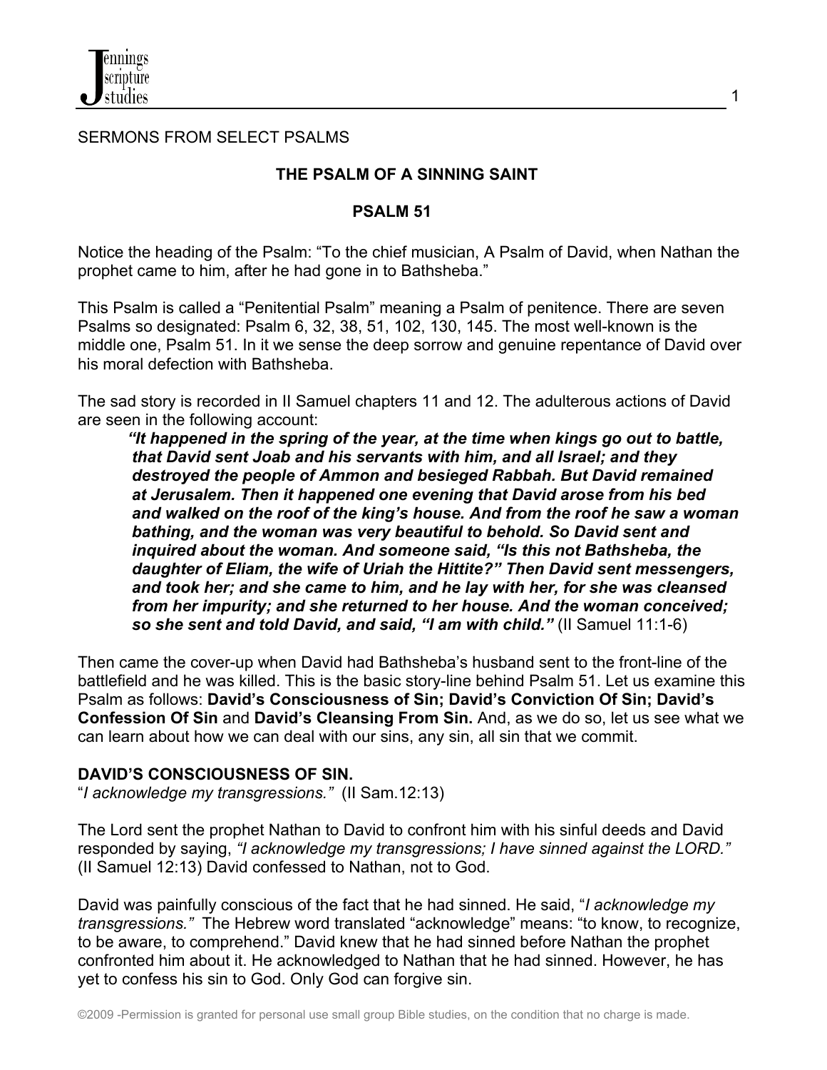SERMONS FROM SELECT PSALMS

## THE PSALM OF A SINNING SAINT

## PSALM 51

Notice the heading of the Psalm: "To the chief musician, A Psalm of David, when Nathan the prophet came to him, after he had gone in to Bathsheba."

This Psalm is called a "Penitential Psalm" meaning a Psalm of penitence. There are seven Psalms so designated: Psalm 6, 32, 38, 51, 102, 130, 145. The most well-known is the middle one, Psalm 51. In it we sense the deep sorrow and genuine repentance of David over his moral defection with Bathsheba.

The sad story is recorded in II Samuel chapters 11 and 12. The adulterous actions of David are seen in the following account:

> ***"It happened in the spring of the year, at the time when kings go out to battle, that David sent Joab and his servants with him, and all Israel; and they destroyed the people of Ammon and besieged Rabbah. But David remained at Jerusalem. Then it happened one evening that David arose from his bed and walked on the roof of the king's house. And from the roof he saw a woman bathing, and the woman was very beautiful to behold. So David sent and inquired about the woman. And someone said, "Is this not Bathsheba, the daughter of Eliam, the wife of Uriah the Hittite?" Then David sent messengers, and took her; and she came to him, and he lay with her, for she was cleansed from her impurity; and she returned to her house. And the woman conceived; so she sent and told David, and said, "I am with child."*** (II Samuel 11:1-6)

Then came the cover-up when David had Bathsheba's husband sent to the front-line of the battlefield and he was killed. This is the basic story-line behind Psalm 51. Let us examine this Psalm as follows: **David's Consciousness of Sin; David's Conviction Of Sin; David's Confession Of Sin** and **David's Cleansing From Sin.** And, as we do so, let us see what we can learn about how we can deal with our sins, any sin, all sin that we commit.

### DAVID'S CONSCIOUSNESS OF SIN.

"*I acknowledge my transgressions."* (II Sam.12:13)

The Lord sent the prophet Nathan to David to confront him with his sinful deeds and David responded by saying, *"I acknowledge my transgressions; I have sinned against the LORD."* (II Samuel 12:13) David confessed to Nathan, not to God.

David was painfully conscious of the fact that he had sinned. He said, "*I acknowledge my transgressions."* The Hebrew word translated "acknowledge" means: "to know, to recognize, to be aware, to comprehend." David knew that he had sinned before Nathan the prophet confronted him about it. He acknowledged to Nathan that he had sinned. However, he has yet to confess his sin to God. Only God can forgive sin.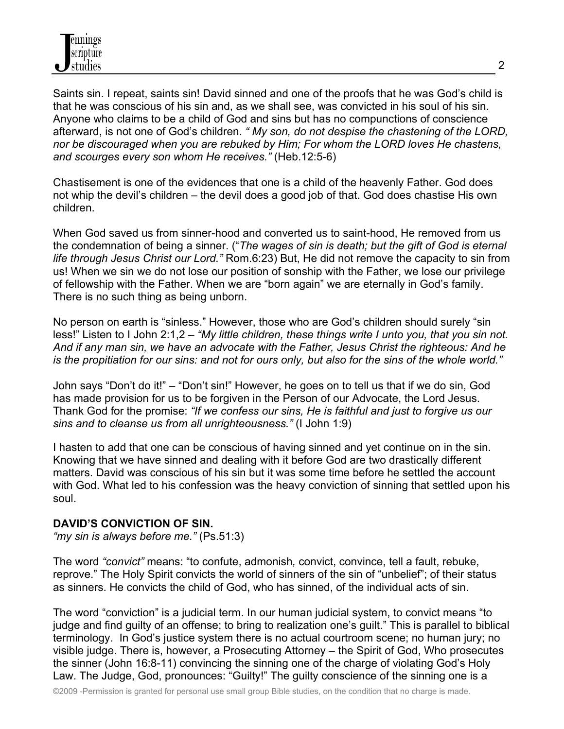Saints sin. I repeat, saints sin! David sinned and one of the proofs that he was God's child is that he was conscious of his sin and, as we shall see, was convicted in his soul of his sin. Anyone who claims to be a child of God and sins but has no compunctions of conscience afterward, is not one of God's children. *" My son, do not despise the chastening of the LORD, nor be discouraged when you are rebuked by Him; For whom the LORD loves He chastens, and scourges every son whom He receives."* (Heb.12:5-6)

Chastisement is one of the evidences that one is a child of the heavenly Father. God does not whip the devil's children – the devil does a good job of that. God does chastise His own children.

When God saved us from sinner-hood and converted us to saint-hood, He removed from us the condemnation of being a sinner. ("*The wages of sin is death; but the gift of God is eternal life through Jesus Christ our Lord."* Rom.6:23) But, He did not remove the capacity to sin from us! When we sin we do not lose our position of sonship with the Father, we lose our privilege of fellowship with the Father. When we are "born again" we are eternally in God's family. There is no such thing as being unborn.

No person on earth is "sinless." However, those who are God's children should surely "sin less!" Listen to I John 2:1,2 – *"My little children, these things write I unto you, that you sin not. And if any man sin, we have an advocate with the Father, Jesus Christ the righteous: And he is the propitiation for our sins: and not for ours only, but also for the sins of the whole world."*

John says "Don't do it!" – "Don't sin!" However, he goes on to tell us that if we do sin, God has made provision for us to be forgiven in the Person of our Advocate, the Lord Jesus. Thank God for the promise: *"If we confess our sins, He is faithful and just to forgive us our sins and to cleanse us from all unrighteousness."* (I John 1:9)

I hasten to add that one can be conscious of having sinned and yet continue on in the sin. Knowing that we have sinned and dealing with it before God are two drastically different matters. David was conscious of his sin but it was some time before he settled the account with God. What led to his confession was the heavy conviction of sinning that settled upon his soul.

**DAVID'S CONVICTION OF SIN.**
*"my sin is always before me."* (Ps.51:3)

The word *"convict"* means: "to confute, admonish*,* convict, convince, tell a fault, rebuke, reprove." The Holy Spirit convicts the world of sinners of the sin of "unbelief"; of their status as sinners. He convicts the child of God, who has sinned, of the individual acts of sin.

The word "conviction" is a judicial term. In our human judicial system, to convict means "to judge and find guilty of an offense; to bring to realization one's guilt." This is parallel to biblical terminology. In God's justice system there is no actual courtroom scene; no human jury; no visible judge. There is, however, a Prosecuting Attorney – the Spirit of God, Who prosecutes the sinner (John 16:8-11) convincing the sinning one of the charge of violating God's Holy Law. The Judge, God, pronounces: "Guilty!" The guilty conscience of the sinning one is a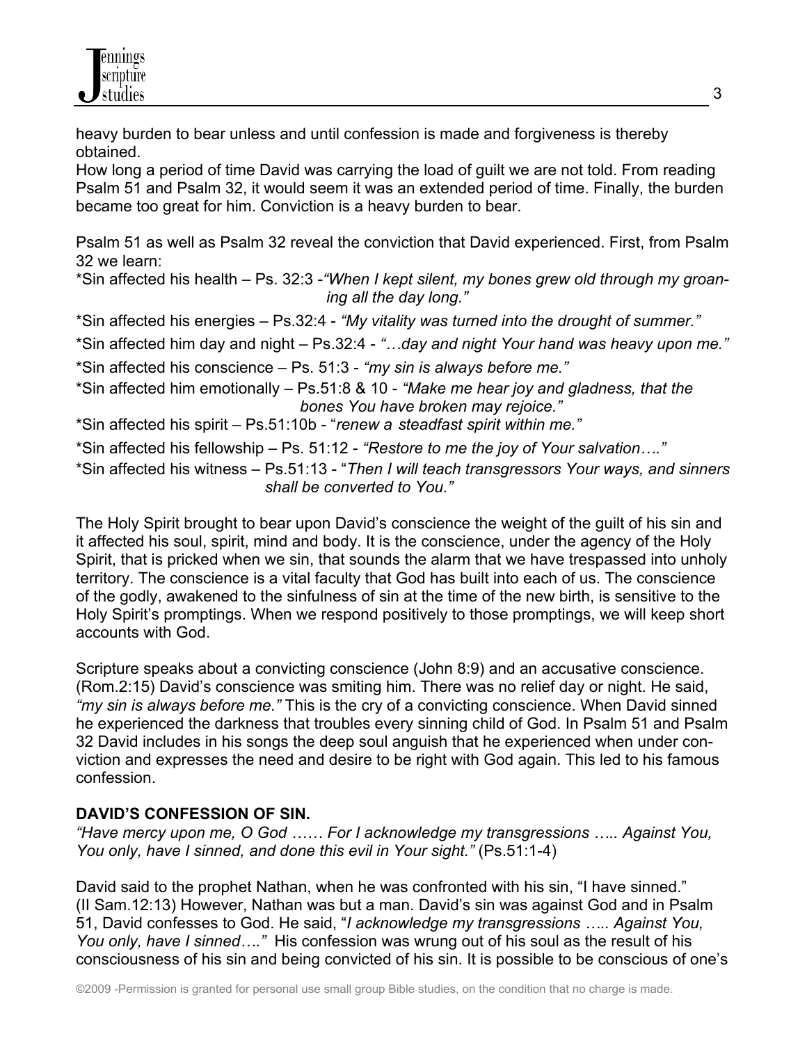heavy burden to bear unless and until confession is made and forgiveness is thereby obtained.

How long a period of time David was carrying the load of guilt we are not told. From reading Psalm 51 and Psalm 32, it would seem it was an extended period of time. Finally, the burden became too great for him. Conviction is a heavy burden to bear.

Psalm 51 as well as Psalm 32 reveal the conviction that David experienced. First, from Psalm 32 we learn:

*Sin affected his health – Ps. 32:3 -*"When I kept silent, my bones grew old through my groaning all the day long."*

*Sin affected his energies – Ps.32:4 - *"My vitality was turned into the drought of summer."*

*Sin affected him day and night – Ps.32:4 - *"…day and night Your hand was heavy upon me."*

*Sin affected his conscience – Ps. 51:3 - *"my sin is always before me."*

*Sin affected him emotionally – Ps.51:8 & 10 - *"Make me hear joy and gladness, that the bones You have broken may rejoice."*

*Sin affected his spirit – Ps.51:10b - "*renew a steadfast spirit within me."*

*Sin affected his fellowship – Ps. 51:12 - *"Restore to me the joy of Your salvation…."*

*Sin affected his witness – Ps.51:13 - "*Then I will teach transgressors Your ways, and sinners shall be converted to You."*

The Holy Spirit brought to bear upon David's conscience the weight of the guilt of his sin and it affected his soul, spirit, mind and body. It is the conscience, under the agency of the Holy Spirit, that is pricked when we sin, that sounds the alarm that we have trespassed into unholy territory. The conscience is a vital faculty that God has built into each of us. The conscience of the godly, awakened to the sinfulness of sin at the time of the new birth, is sensitive to the Holy Spirit's promptings. When we respond positively to those promptings, we will keep short accounts with God.

Scripture speaks about a convicting conscience (John 8:9) and an accusative conscience. (Rom.2:15) David's conscience was smiting him. There was no relief day or night. He said, *"my sin is always before me."* This is the cry of a convicting conscience. When David sinned he experienced the darkness that troubles every sinning child of God. In Psalm 51 and Psalm 32 David includes in his songs the deep soul anguish that he experienced when under conviction and expresses the need and desire to be right with God again. This led to his famous confession.

**DAVID'S CONFESSION OF SIN.**

*"Have mercy upon me, O God …… For I acknowledge my transgressions ….. Against You, You only, have I sinned, and done this evil in Your sight."* (Ps.51:1-4)

David said to the prophet Nathan, when he was confronted with his sin, "I have sinned." (II Sam.12:13) However, Nathan was but a man. David's sin was against God and in Psalm 51, David confesses to God. He said, "*I acknowledge my transgressions ….. Against You, You only, have I sinned…."* His confession was wrung out of his soul as the result of his consciousness of his sin and being convicted of his sin. It is possible to be conscious of one's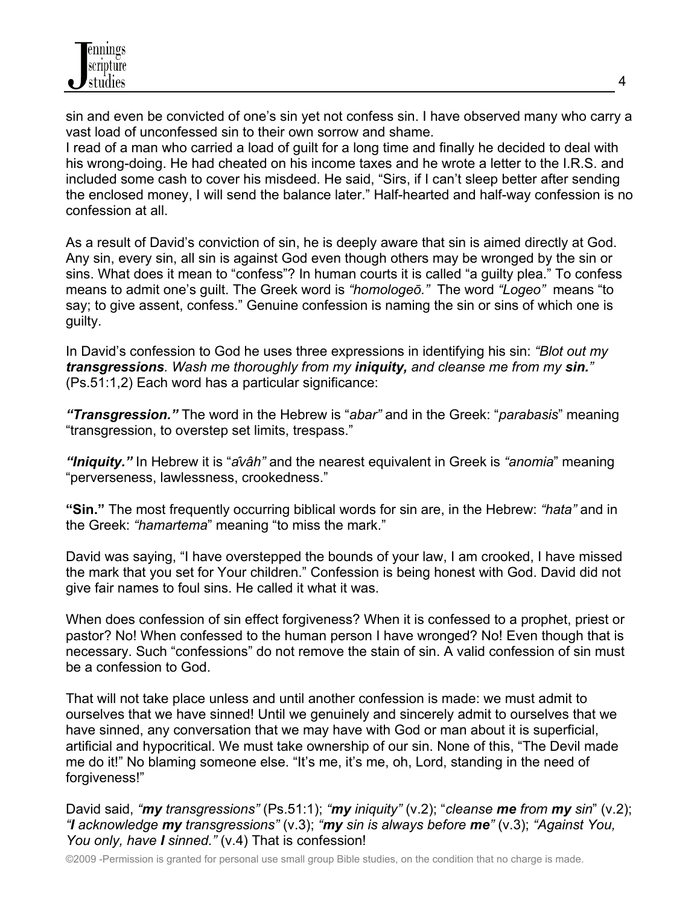sin and even be convicted of one's sin yet not confess sin. I have observed many who carry a vast load of unconfessed sin to their own sorrow and shame.

I read of a man who carried a load of guilt for a long time and finally he decided to deal with his wrong-doing. He had cheated on his income taxes and he wrote a letter to the I.R.S. and included some cash to cover his misdeed. He said, "Sirs, if I can't sleep better after sending the enclosed money, I will send the balance later." Half-hearted and half-way confession is no confession at all.

As a result of David's conviction of sin, he is deeply aware that sin is aimed directly at God. Any sin, every sin, all sin is against God even though others may be wronged by the sin or sins. What does it mean to "confess"? In human courts it is called "a guilty plea." To confess means to admit one's guilt. The Greek word is *"homologeō."* The word *"Logeo"* means "to say; to give assent, confess." Genuine confession is naming the sin or sins of which one is guilty.

In David's confession to God he uses three expressions in identifying his sin: *"Blot out my **transgressions**. Wash me thoroughly from my **iniquity,** and cleanse me from my **sin.**"* (Ps.51:1,2) Each word has a particular significance:

***"Transgression."*** The word in the Hebrew is "*abar"* and in the Greek: "*parabasis*" meaning "transgression, to overstep set limits, trespass."

***"Iniquity."*** In Hebrew it is "*aŷâh"* and the nearest equivalent in Greek is *"anomia*" meaning "perverseness, lawlessness, crookedness."

**"Sin."** The most frequently occurring biblical words for sin are, in the Hebrew: *"hata"* and in the Greek: *"hamartema*" meaning "to miss the mark."

David was saying, "I have overstepped the bounds of your law, I am crooked, I have missed the mark that you set for Your children." Confession is being honest with God. David did not give fair names to foul sins. He called it what it was.

When does confession of sin effect forgiveness? When it is confessed to a prophet, priest or pastor? No! When confessed to the human person I have wronged? No! Even though that is necessary. Such "confessions" do not remove the stain of sin. A valid confession of sin must be a confession to God.

That will not take place unless and until another confession is made: we must admit to ourselves that we have sinned! Until we genuinely and sincerely admit to ourselves that we have sinned, any conversation that we may have with God or man about it is superficial, artificial and hypocritical. We must take ownership of our sin. None of this, "The Devil made me do it!" No blaming someone else. "It's me, it's me, oh, Lord, standing in the need of forgiveness!"

David said, *"**my** transgressions"* (Ps.51:1); *"**my** iniquity"* (v.2); "*cleanse **me** from **my** sin*" (v.2); *"**I** acknowledge **my** transgressions"* (v.3); *"**my** sin is always before **me**"* (v.3); *"Against You, You only, have **I** sinned."* (v.4) That is confession!

©2009 -Permission is granted for personal use small group Bible studies, on the condition that no charge is made.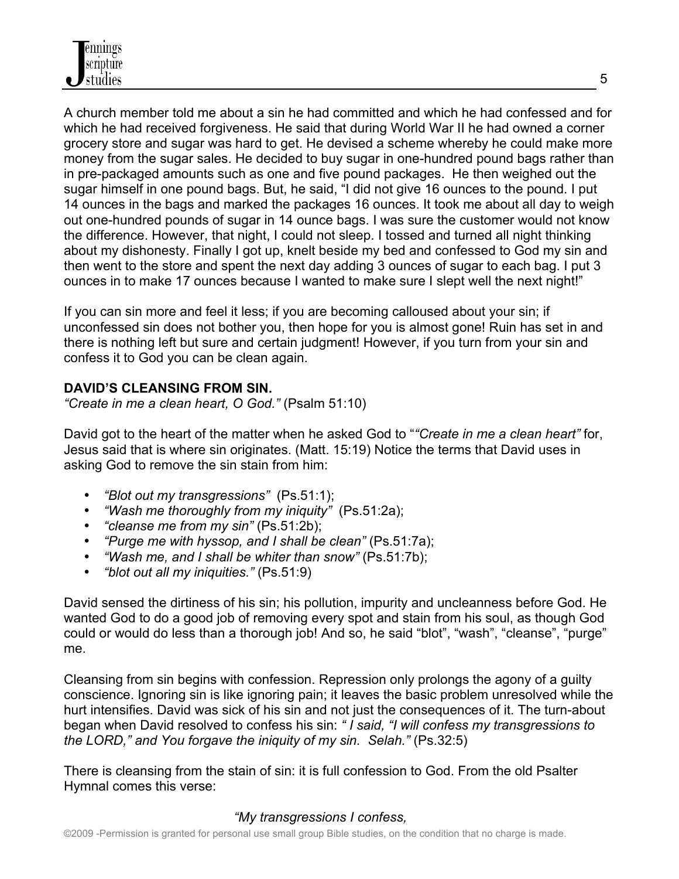A church member told me about a sin he had committed and which he had confessed and for which he had received forgiveness. He said that during World War II he had owned a corner grocery store and sugar was hard to get. He devised a scheme whereby he could make more money from the sugar sales. He decided to buy sugar in one-hundred pound bags rather than in pre-packaged amounts such as one and five pound packages. He then weighed out the sugar himself in one pound bags. But, he said, "I did not give 16 ounces to the pound. I put 14 ounces in the bags and marked the packages 16 ounces. It took me about all day to weigh out one-hundred pounds of sugar in 14 ounce bags. I was sure the customer would not know the difference. However, that night, I could not sleep. I tossed and turned all night thinking about my dishonesty. Finally I got up, knelt beside my bed and confessed to God my sin and then went to the store and spent the next day adding 3 ounces of sugar to each bag. I put 3 ounces in to make 17 ounces because I wanted to make sure I slept well the next night!"

If you can sin more and feel it less; if you are becoming calloused about your sin; if unconfessed sin does not bother you, then hope for you is almost gone! Ruin has set in and there is nothing left but sure and certain judgment! However, if you turn from your sin and confess it to God you can be clean again.

**DAVID'S CLEANSING FROM SIN.**

*"Create in me a clean heart, O God."* (Psalm 51:10)

David got to the heart of the matter when he asked God to "*"Create in me a clean heart"* for, Jesus said that is where sin originates. (Matt. 15:19) Notice the terms that David uses in asking God to remove the sin stain from him:

- *"Blot out my transgressions"* (Ps.51:1);
- *"Wash me thoroughly from my iniquity"* (Ps.51:2a);
- *"cleanse me from my sin"* (Ps.51:2b);
- *"Purge me with hyssop, and I shall be clean"* (Ps.51:7a);
- *"Wash me, and I shall be whiter than snow"* (Ps.51:7b);
- *"blot out all my iniquities."* (Ps.51:9)

David sensed the dirtiness of his sin; his pollution, impurity and uncleanness before God. He wanted God to do a good job of removing every spot and stain from his soul, as though God could or would do less than a thorough job! And so, he said "blot", "wash", "cleanse", "purge" me.

Cleansing from sin begins with confession. Repression only prolongs the agony of a guilty conscience. Ignoring sin is like ignoring pain; it leaves the basic problem unresolved while the hurt intensifies. David was sick of his sin and not just the consequences of it. The turn-about began when David resolved to confess his sin: *" I said, "I will confess my transgressions to the LORD," and You forgave the iniquity of my sin. Selah."* (Ps.32:5)

There is cleansing from the stain of sin: it is full confession to God. From the old Psalter Hymnal comes this verse:

*"My transgressions I confess,*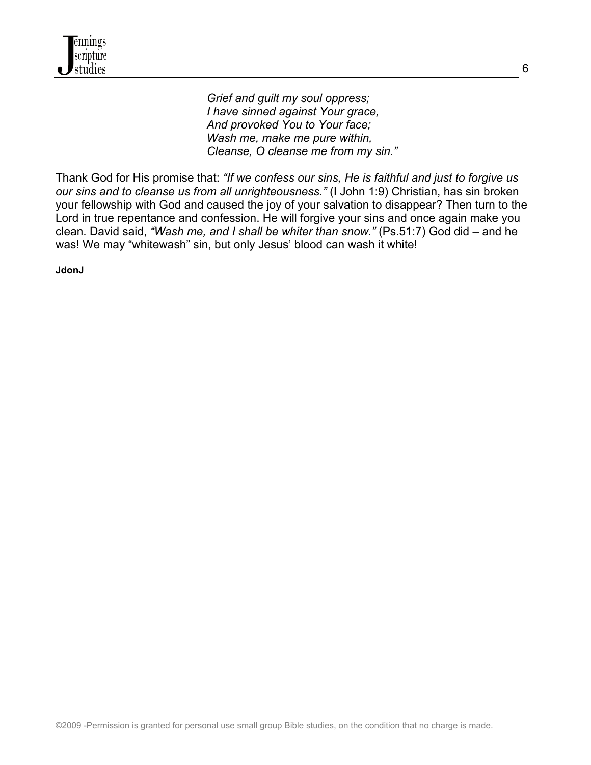*Grief and guilt my soul oppress;*
*I have sinned against Your grace,*
*And provoked You to Your face;*
*Wash me, make me pure within,*
*Cleanse, O cleanse me from my sin."*

Thank God for His promise that: *"If we confess our sins, He is faithful and just to forgive us our sins and to cleanse us from all unrighteousness."* (I John 1:9) Christian, has sin broken your fellowship with God and caused the joy of your salvation to disappear? Then turn to the Lord in true repentance and confession. He will forgive your sins and once again make you clean. David said, *"Wash me, and I shall be whiter than snow."* (Ps.51:7) God did – and he was! We may "whitewash" sin, but only Jesus' blood can wash it white!

**JdonJ**

©2009 -Permission is granted for personal use small group Bible studies, on the condition that no charge is made.